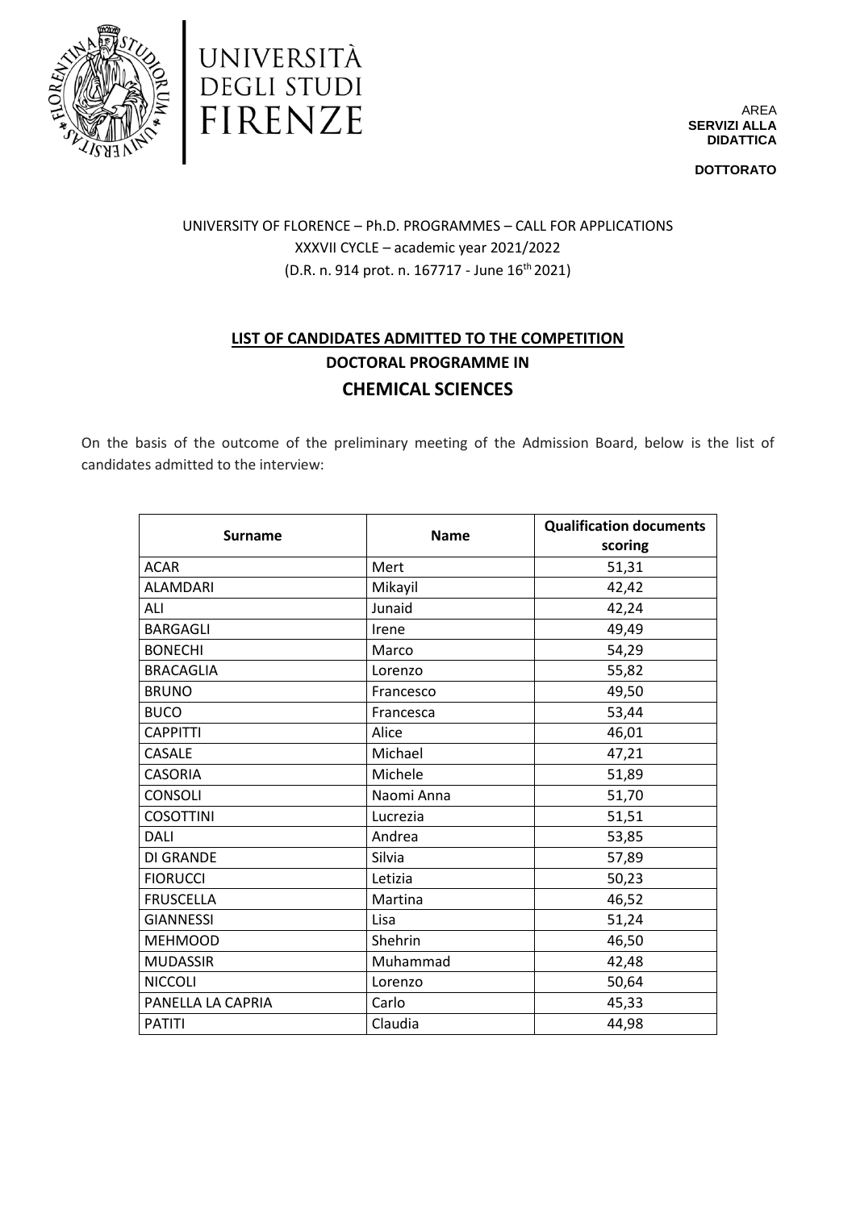UNIVERSITÀ DEGLI STUDI FIRENZE

AREA
**SERVIZI ALLA DIDATTICA**

**DOTTORATO**

UNIVERSITY OF FLORENCE – Ph.D. PROGRAMMES – CALL FOR APPLICATIONS
XXXVII CYCLE – academic year 2021/2022
(D.R. n. 914 prot. n. 167717 - June 16th 2021)

## LIST OF CANDIDATES ADMITTED TO THE COMPETITION
## DOCTORAL PROGRAMME IN
## CHEMICAL SCIENCES

On the basis of the outcome of the preliminary meeting of the Admission Board, below is the list of candidates admitted to the interview:

| Surname | Name | Qualification documents scoring |
|---|---|---|
| ACAR | Mert | 51,31 |
| ALAMDARI | Mikayil | 42,42 |
| ALI | Junaid | 42,24 |
| BARGAGLI | Irene | 49,49 |
| BONECHI | Marco | 54,29 |
| BRACAGLIA | Lorenzo | 55,82 |
| BRUNO | Francesco | 49,50 |
| BUCO | Francesca | 53,44 |
| CAPPITTI | Alice | 46,01 |
| CASALE | Michael | 47,21 |
| CASORIA | Michele | 51,89 |
| CONSOLI | Naomi Anna | 51,70 |
| COSOTTINI | Lucrezia | 51,51 |
| DALI | Andrea | 53,85 |
| DI GRANDE | Silvia | 57,89 |
| FIORUCCI | Letizia | 50,23 |
| FRUSCELLA | Martina | 46,52 |
| GIANNESSI | Lisa | 51,24 |
| MEHMOOD | Shehrin | 46,50 |
| MUDASSIR | Muhammad | 42,48 |
| NICCOLI | Lorenzo | 50,64 |
| PANELLA LA CAPRIA | Carlo | 45,33 |
| PATITI | Claudia | 44,98 |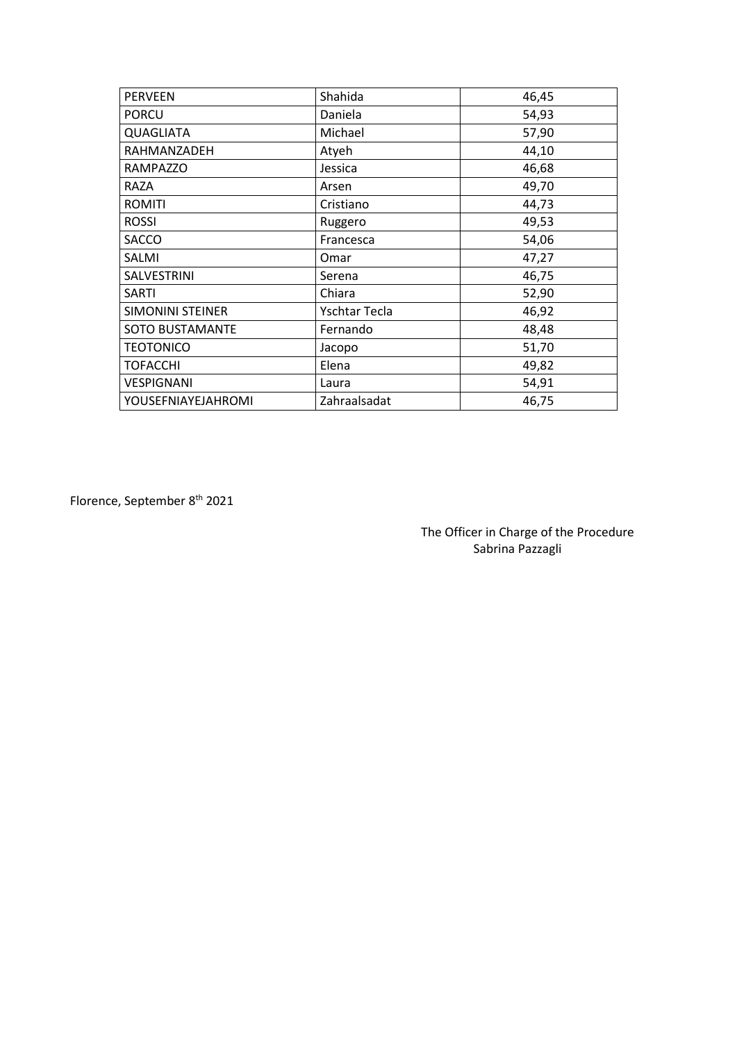| | | |
|---|---|---|
| PERVEEN | Shahida | 46,45 |
| PORCU | Daniela | 54,93 |
| QUAGLIATA | Michael | 57,90 |
| RAHMANZADEH | Atyeh | 44,10 |
| RAMPAZZO | Jessica | 46,68 |
| RAZA | Arsen | 49,70 |
| ROMITI | Cristiano | 44,73 |
| ROSSI | Ruggero | 49,53 |
| SACCO | Francesca | 54,06 |
| SALMI | Omar | 47,27 |
| SALVESTRINI | Serena | 46,75 |
| SARTI | Chiara | 52,90 |
| SIMONINI STEINER | Yschtar Tecla | 46,92 |
| SOTO BUSTAMANTE | Fernando | 48,48 |
| TEOTONICO | Jacopo | 51,70 |
| TOFACCHI | Elena | 49,82 |
| VESPIGNANI | Laura | 54,91 |
| YOUSEFNIAYEJAHROMI | Zahraalsadat | 46,75 |

Florence, September 8th 2021

The Officer in Charge of the Procedure
Sabrina Pazzagli